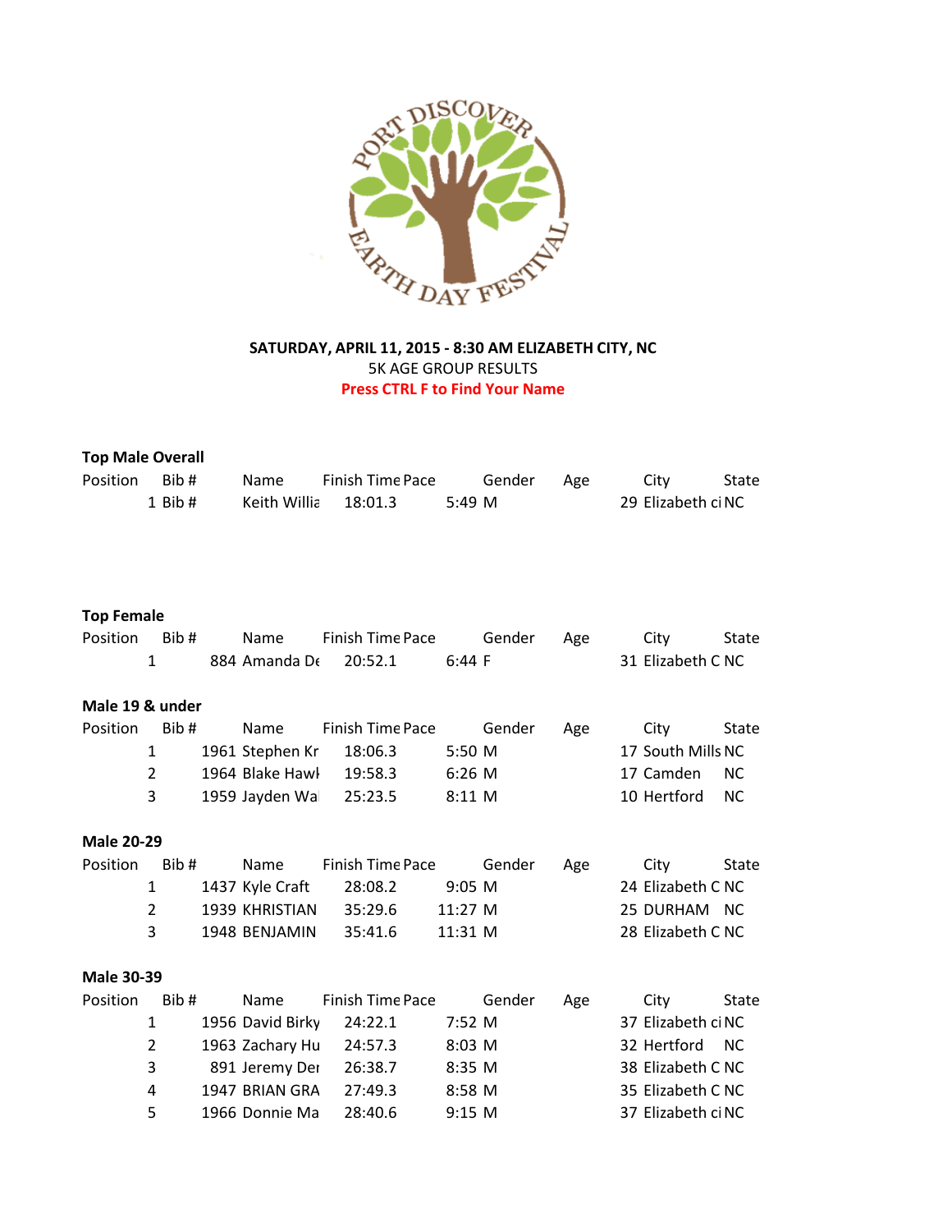**SATURDAY, APRIL 11, 2015 - 8:30 AM ELIZABETH CITY, NC**

5K AGE GROUP RESULTS

**Press CTRL F to Find Your Name**

### Top Male Overall

| Position | Bib # | Name | Finish Time | Pace | Gender | Age | City | State |
|---|---|---|---|---|---|---|---|---|
| 1 | Bib # | Keith Willia | 18:01.3 | 5:49 | M | 29 | Elizabeth ci | NC |

### Top Female

| Position | Bib # | Name | Finish Time | Pace | Gender | Age | City | State |
|---|---|---|---|---|---|---|---|---|
| 1 | 884 | Amanda De | 20:52.1 | 6:44 | F | 31 | Elizabeth C | NC |

### Male 19 & under

| Position | Bib # | Name | Finish Time | Pace | Gender | Age | City | State |
|---|---|---|---|---|---|---|---|---|
| 1 | 1961 | Stephen Kr | 18:06.3 | 5:50 | M | 17 | South Mills | NC |
| 2 | 1964 | Blake Hawk | 19:58.3 | 6:26 | M | 17 | Camden | NC |
| 3 | 1959 | Jayden Wa | 25:23.5 | 8:11 | M | 10 | Hertford | NC |

### Male 20-29

| Position | Bib # | Name | Finish Time | Pace | Gender | Age | City | State |
|---|---|---|---|---|---|---|---|---|
| 1 | 1437 | Kyle Craft | 28:08.2 | 9:05 | M | 24 | Elizabeth C | NC |
| 2 | 1939 | KHRISTIAN | 35:29.6 | 11:27 | M | 25 | DURHAM | NC |
| 3 | 1948 | BENJAMIN | 35:41.6 | 11:31 | M | 28 | Elizabeth C | NC |

### Male 30-39

| Position | Bib # | Name | Finish Time | Pace | Gender | Age | City | State |
|---|---|---|---|---|---|---|---|---|
| 1 | 1956 | David Birky | 24:22.1 | 7:52 | M | 37 | Elizabeth ci | NC |
| 2 | 1963 | Zachary Hu | 24:57.3 | 8:03 | M | 32 | Hertford | NC |
| 3 | 891 | Jeremy Der | 26:38.7 | 8:35 | M | 38 | Elizabeth C | NC |
| 4 | 1947 | BRIAN GRA | 27:49.3 | 8:58 | M | 35 | Elizabeth C | NC |
| 5 | 1966 | Donnie Ma | 28:40.6 | 9:15 | M | 37 | Elizabeth ci | NC |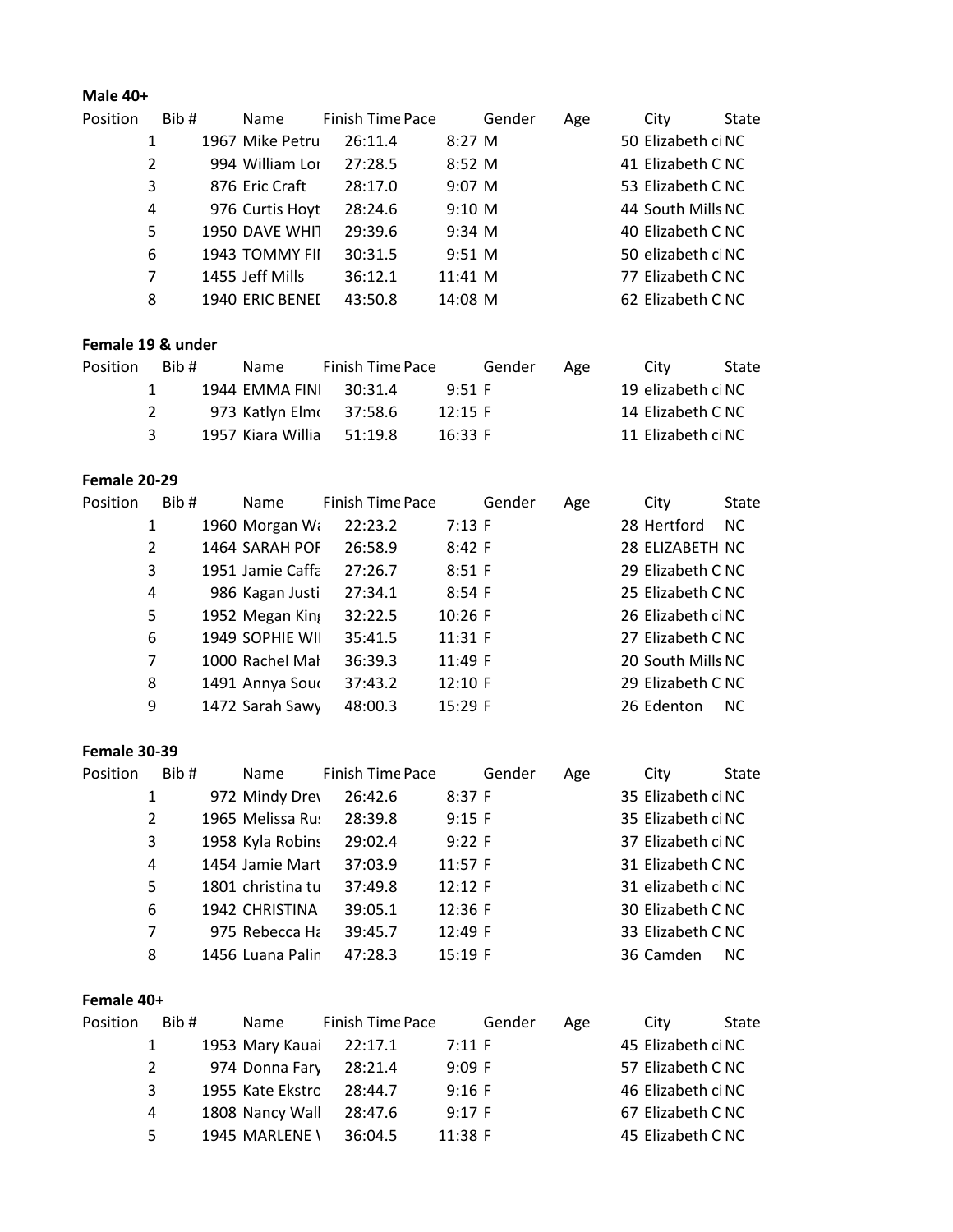**Male 40+**

| Position | Bib # | Name | Finish Time | Pace | Gender | Age | City | State |
|---|---|---|---|---|---|---|---|---|
| 1 | 1967 | Mike Petru | 26:11.4 | 8:27 | M | 50 | Elizabeth ci | NC |
| 2 | 994 | William Lor | 27:28.5 | 8:52 | M | 41 | Elizabeth C | NC |
| 3 | 876 | Eric Craft | 28:17.0 | 9:07 | M | 53 | Elizabeth C | NC |
| 4 | 976 | Curtis Hoyt | 28:24.6 | 9:10 | M | 44 | South Mills | NC |
| 5 | 1950 | DAVE WHIT | 29:39.6 | 9:34 | M | 40 | Elizabeth C | NC |
| 6 | 1943 | TOMMY FII | 30:31.5 | 9:51 | M | 50 | elizabeth ci | NC |
| 7 | 1455 | Jeff Mills | 36:12.1 | 11:41 | M | 77 | Elizabeth C | NC |
| 8 | 1940 | ERIC BENEI | 43:50.8 | 14:08 | M | 62 | Elizabeth C | NC |

**Female 19 & under**

| Position | Bib # | Name | Finish Time | Pace | Gender | Age | City | State |
|---|---|---|---|---|---|---|---|---|
| 1 | 1944 | EMMA FINI | 30:31.4 | 9:51 | F | 19 | elizabeth ci | NC |
| 2 | 973 | Katlyn Elm | 37:58.6 | 12:15 | F | 14 | Elizabeth C | NC |
| 3 | 1957 | Kiara Willia | 51:19.8 | 16:33 | F | 11 | Elizabeth ci | NC |

**Female 20-29**

| Position | Bib # | Name | Finish Time | Pace | Gender | Age | City | State |
|---|---|---|---|---|---|---|---|---|
| 1 | 1960 | Morgan Wa | 22:23.2 | 7:13 | F | 28 | Hertford | NC |
| 2 | 1464 | SARAH POF | 26:58.9 | 8:42 | F | 28 | ELIZABETH | NC |
| 3 | 1951 | Jamie Caffa | 27:26.7 | 8:51 | F | 29 | Elizabeth C | NC |
| 4 | 986 | Kagan Justi | 27:34.1 | 8:54 | F | 25 | Elizabeth C | NC |
| 5 | 1952 | Megan King | 32:22.5 | 10:26 | F | 26 | Elizabeth ci | NC |
| 6 | 1949 | SOPHIE WI | 35:41.5 | 11:31 | F | 27 | Elizabeth C | NC |
| 7 | 1000 | Rachel Mal | 36:39.3 | 11:49 | F | 20 | South Mills | NC |
| 8 | 1491 | Annya Sou | 37:43.2 | 12:10 | F | 29 | Elizabeth C | NC |
| 9 | 1472 | Sarah Sawy | 48:00.3 | 15:29 | F | 26 | Edenton | NC |

**Female 30-39**

| Position | Bib # | Name | Finish Time | Pace | Gender | Age | City | State |
|---|---|---|---|---|---|---|---|---|
| 1 | 972 | Mindy Drev | 26:42.6 | 8:37 | F | 35 | Elizabeth ci | NC |
| 2 | 1965 | Melissa Ru | 28:39.8 | 9:15 | F | 35 | Elizabeth ci | NC |
| 3 | 1958 | Kyla Robins | 29:02.4 | 9:22 | F | 37 | Elizabeth ci | NC |
| 4 | 1454 | Jamie Mart | 37:03.9 | 11:57 | F | 31 | Elizabeth C | NC |
| 5 | 1801 | christina tu | 37:49.8 | 12:12 | F | 31 | elizabeth ci | NC |
| 6 | 1942 | CHRISTINA | 39:05.1 | 12:36 | F | 30 | Elizabeth C | NC |
| 7 | 975 | Rebecca Ha | 39:45.7 | 12:49 | F | 33 | Elizabeth C | NC |
| 8 | 1456 | Luana Palir | 47:28.3 | 15:19 | F | 36 | Camden | NC |

**Female 40+**

| Position | Bib # | Name | Finish Time | Pace | Gender | Age | City | State |
|---|---|---|---|---|---|---|---|---|
| 1 | 1953 | Mary Kauai | 22:17.1 | 7:11 | F | 45 | Elizabeth ci | NC |
| 2 | 974 | Donna Fary | 28:21.4 | 9:09 | F | 57 | Elizabeth C | NC |
| 3 | 1955 | Kate Ekstro | 28:44.7 | 9:16 | F | 46 | Elizabeth ci | NC |
| 4 | 1808 | Nancy Wall | 28:47.6 | 9:17 | F | 67 | Elizabeth C | NC |
| 5 | 1945 | MARLENE \ | 36:04.5 | 11:38 | F | 45 | Elizabeth C | NC |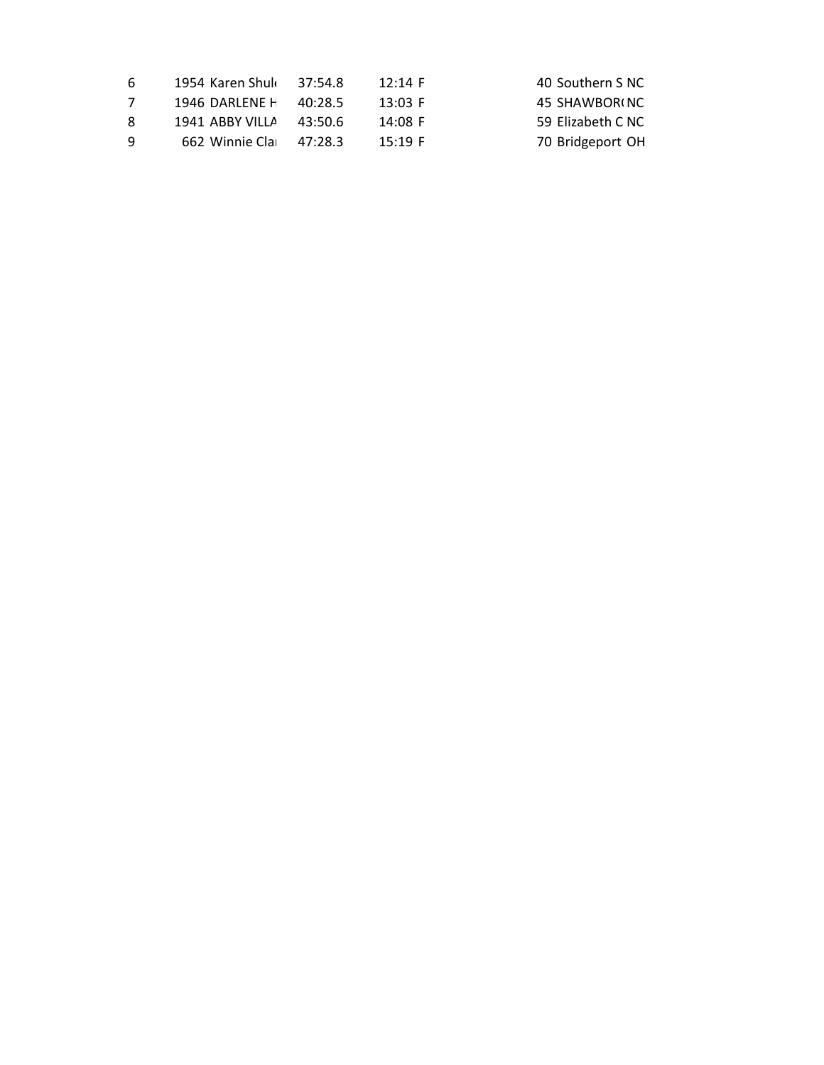| | | | | | | | | |
|---|---|---|---|---|---|---|---|---|
| 6 | 1954 | Karen Shul | 37:54.8 | 12:14 | F | 40 | Southern S | NC |
| 7 | 1946 | DARLENE H | 40:28.5 | 13:03 | F | 45 | SHAWBORO | NC |
| 8 | 1941 | ABBY VILLA | 43:50.6 | 14:08 | F | 59 | Elizabeth C | NC |
| 9 | 662 | Winnie Cla | 47:28.3 | 15:19 | F | 70 | Bridgeport | OH |